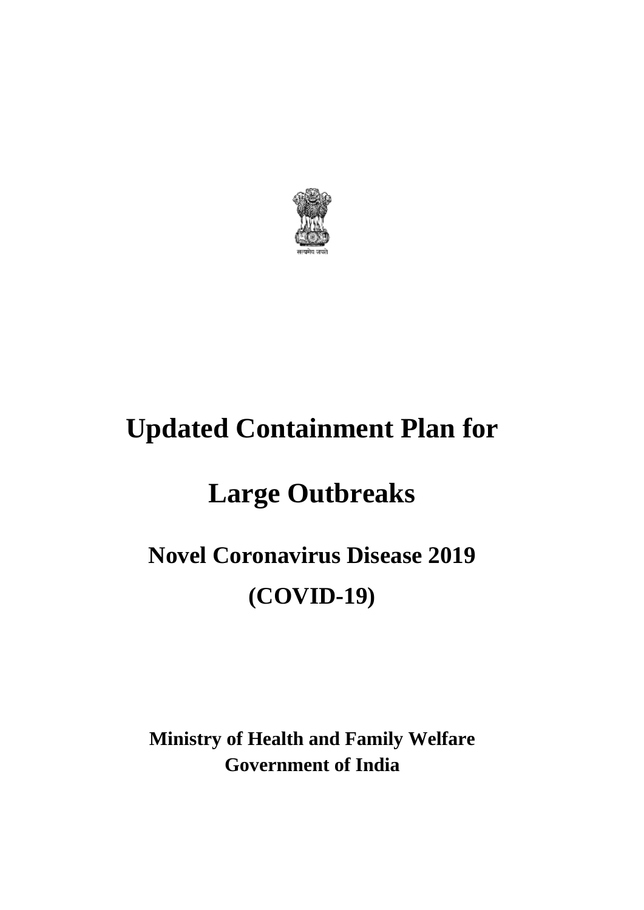सत्यमेव जयते

# Updated Containment Plan for

# Large Outbreaks

## Novel Coronavirus Disease 2019

## (COVID-19)

**Ministry of Health and Family Welfare**
**Government of India**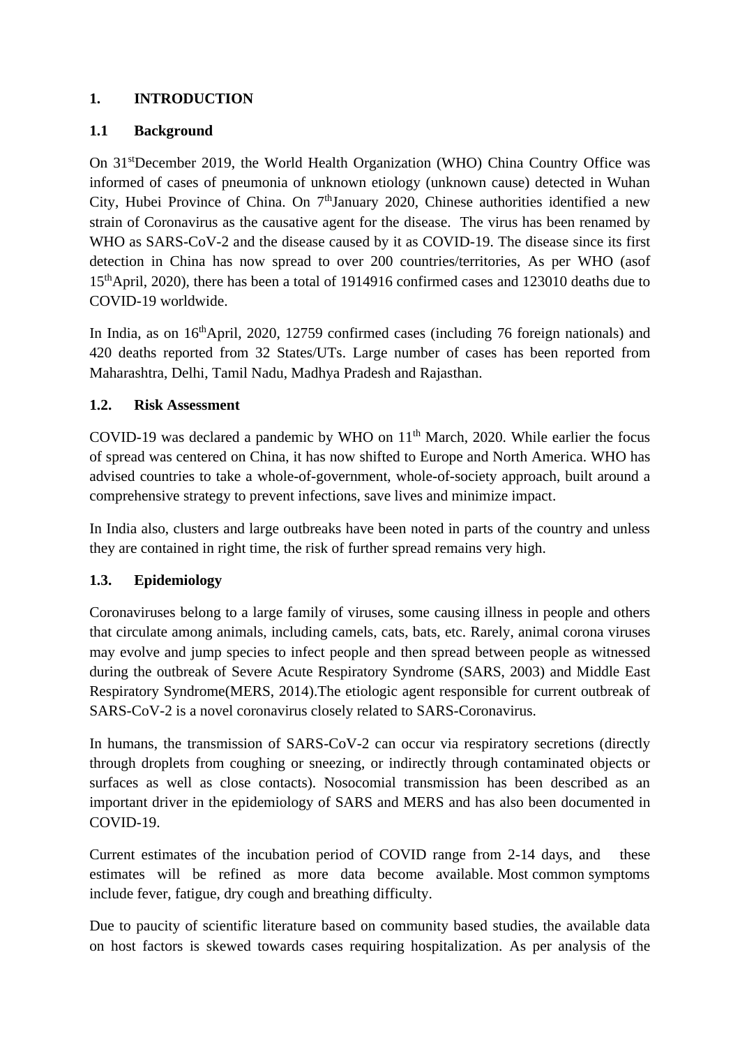# 1. INTRODUCTION

## 1.1 Background

On 31st December 2019, the World Health Organization (WHO) China Country Office was informed of cases of pneumonia of unknown etiology (unknown cause) detected in Wuhan City, Hubei Province of China. On 7th January 2020, Chinese authorities identified a new strain of Coronavirus as the causative agent for the disease. The virus has been renamed by WHO as SARS-CoV-2 and the disease caused by it as COVID-19. The disease since its first detection in China has now spread to over 200 countries/territories, As per WHO (asof 15th April, 2020), there has been a total of 1914916 confirmed cases and 123010 deaths due to COVID-19 worldwide.

In India, as on 16th April, 2020, 12759 confirmed cases (including 76 foreign nationals) and 420 deaths reported from 32 States/UTs. Large number of cases has been reported from Maharashtra, Delhi, Tamil Nadu, Madhya Pradesh and Rajasthan.

## 1.2. Risk Assessment

COVID-19 was declared a pandemic by WHO on 11th March, 2020. While earlier the focus of spread was centered on China, it has now shifted to Europe and North America. WHO has advised countries to take a whole-of-government, whole-of-society approach, built around a comprehensive strategy to prevent infections, save lives and minimize impact.

In India also, clusters and large outbreaks have been noted in parts of the country and unless they are contained in right time, the risk of further spread remains very high.

## 1.3. Epidemiology

Coronaviruses belong to a large family of viruses, some causing illness in people and others that circulate among animals, including camels, cats, bats, etc. Rarely, animal corona viruses may evolve and jump species to infect people and then spread between people as witnessed during the outbreak of Severe Acute Respiratory Syndrome (SARS, 2003) and Middle East Respiratory Syndrome(MERS, 2014).The etiologic agent responsible for current outbreak of SARS-CoV-2 is a novel coronavirus closely related to SARS-Coronavirus.

In humans, the transmission of SARS-CoV-2 can occur via respiratory secretions (directly through droplets from coughing or sneezing, or indirectly through contaminated objects or surfaces as well as close contacts). Nosocomial transmission has been described as an important driver in the epidemiology of SARS and MERS and has also been documented in COVID-19.

Current estimates of the incubation period of COVID range from 2-14 days, and these estimates will be refined as more data become available. Most common symptoms include fever, fatigue, dry cough and breathing difficulty.

Due to paucity of scientific literature based on community based studies, the available data on host factors is skewed towards cases requiring hospitalization. As per analysis of the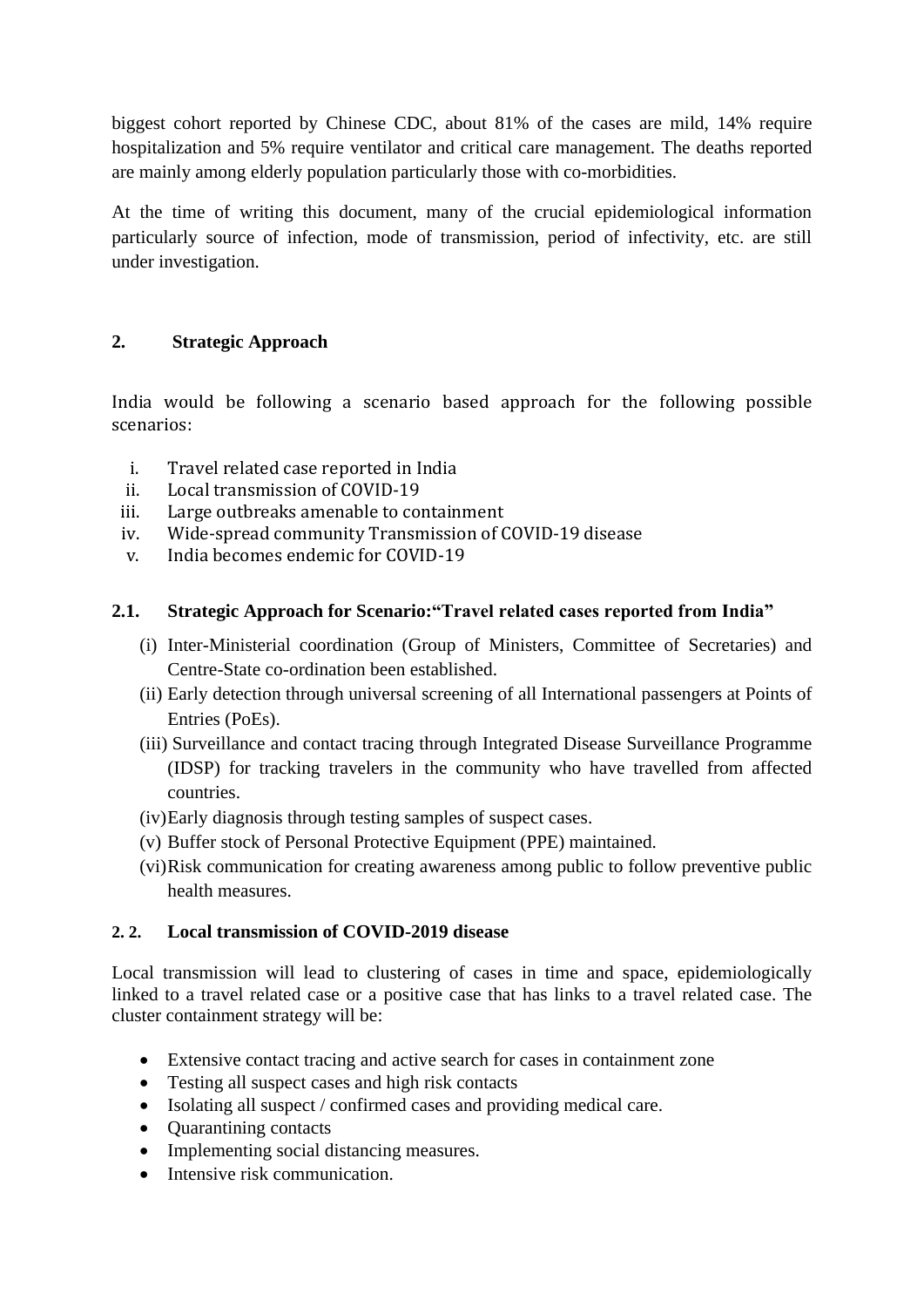biggest cohort reported by Chinese CDC, about 81% of the cases are mild, 14% require hospitalization and 5% require ventilator and critical care management. The deaths reported are mainly among elderly population particularly those with co-morbidities.

At the time of writing this document, many of the crucial epidemiological information particularly source of infection, mode of transmission, period of infectivity, etc. are still under investigation.

## 2. Strategic Approach

India would be following a scenario based approach for the following possible scenarios:

i. Travel related case reported in India
ii. Local transmission of COVID-19
iii. Large outbreaks amenable to containment
iv. Wide-spread community Transmission of COVID-19 disease
v. India becomes endemic for COVID-19

### 2.1. Strategic Approach for Scenario:"Travel related cases reported from India"

(i) Inter-Ministerial coordination (Group of Ministers, Committee of Secretaries) and Centre-State co-ordination been established.
(ii) Early detection through universal screening of all International passengers at Points of Entries (PoEs).
(iii) Surveillance and contact tracing through Integrated Disease Surveillance Programme (IDSP) for tracking travelers in the community who have travelled from affected countries.
(iv) Early diagnosis through testing samples of suspect cases.
(v) Buffer stock of Personal Protective Equipment (PPE) maintained.
(vi) Risk communication for creating awareness among public to follow preventive public health measures.

### 2. 2. Local transmission of COVID-2019 disease

Local transmission will lead to clustering of cases in time and space, epidemiologically linked to a travel related case or a positive case that has links to a travel related case. The cluster containment strategy will be:

- Extensive contact tracing and active search for cases in containment zone
- Testing all suspect cases and high risk contacts
- Isolating all suspect / confirmed cases and providing medical care.
- Quarantining contacts
- Implementing social distancing measures.
- Intensive risk communication.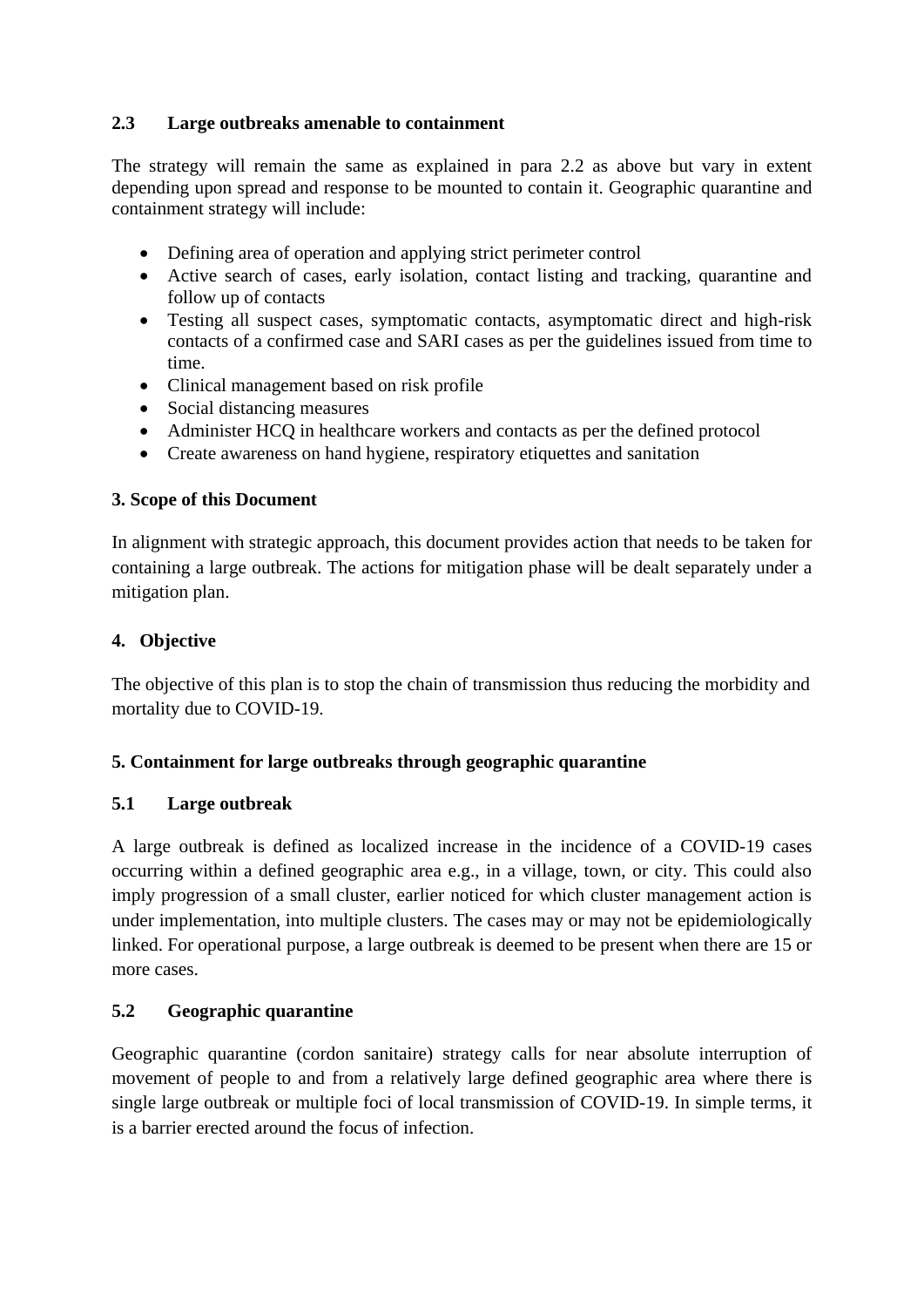### 2.3 Large outbreaks amenable to containment

The strategy will remain the same as explained in para 2.2 as above but vary in extent depending upon spread and response to be mounted to contain it. Geographic quarantine and containment strategy will include:

- Defining area of operation and applying strict perimeter control
- Active search of cases, early isolation, contact listing and tracking, quarantine and follow up of contacts
- Testing all suspect cases, symptomatic contacts, asymptomatic direct and high-risk contacts of a confirmed case and SARI cases as per the guidelines issued from time to time.
- Clinical management based on risk profile
- Social distancing measures
- Administer HCQ in healthcare workers and contacts as per the defined protocol
- Create awareness on hand hygiene, respiratory etiquettes and sanitation

## 3. Scope of this Document

In alignment with strategic approach, this document provides action that needs to be taken for containing a large outbreak. The actions for mitigation phase will be dealt separately under a mitigation plan.

## 4. Objective

The objective of this plan is to stop the chain of transmission thus reducing the morbidity and mortality due to COVID-19.

## 5. Containment for large outbreaks through geographic quarantine

### 5.1 Large outbreak

A large outbreak is defined as localized increase in the incidence of a COVID-19 cases occurring within a defined geographic area e.g., in a village, town, or city. This could also imply progression of a small cluster, earlier noticed for which cluster management action is under implementation, into multiple clusters. The cases may or may not be epidemiologically linked. For operational purpose, a large outbreak is deemed to be present when there are 15 or more cases.

### 5.2 Geographic quarantine

Geographic quarantine (cordon sanitaire) strategy calls for near absolute interruption of movement of people to and from a relatively large defined geographic area where there is single large outbreak or multiple foci of local transmission of COVID-19. In simple terms, it is a barrier erected around the focus of infection.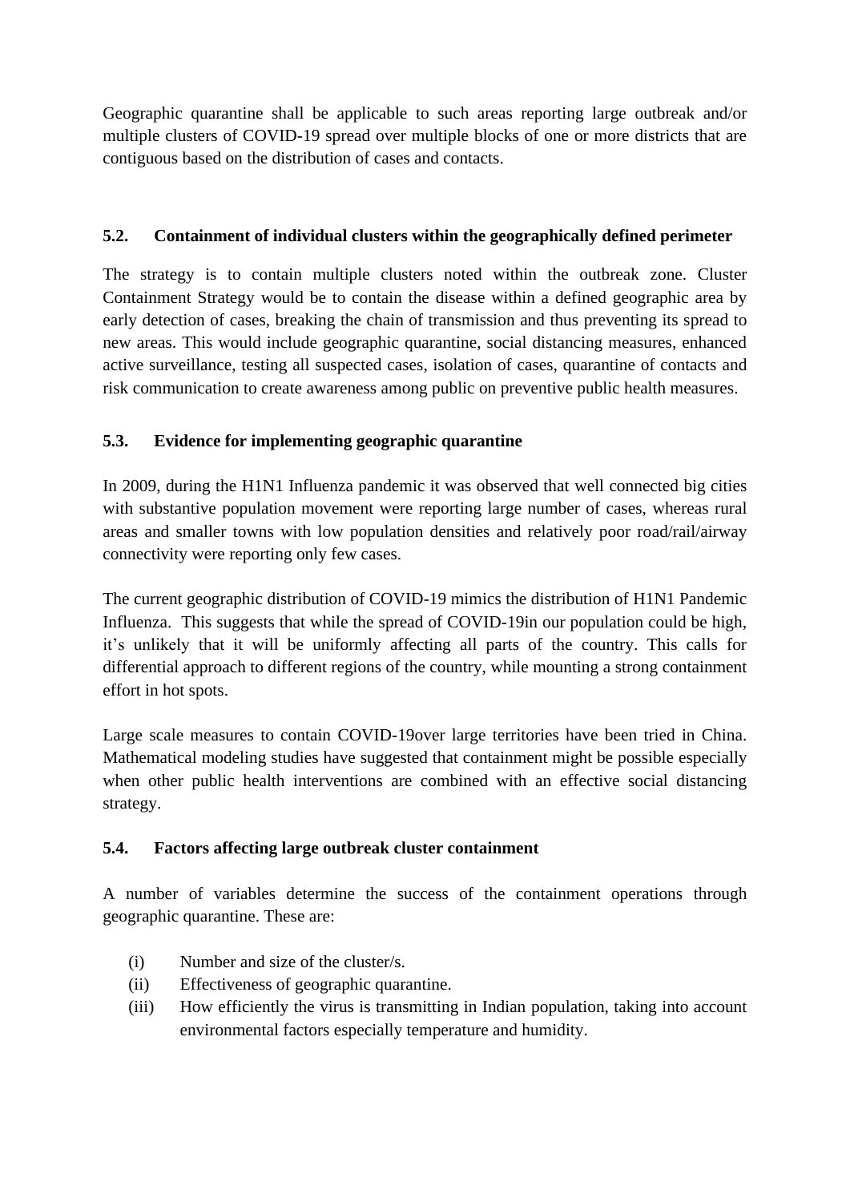Geographic quarantine shall be applicable to such areas reporting large outbreak and/or multiple clusters of COVID-19 spread over multiple blocks of one or more districts that are contiguous based on the distribution of cases and contacts.

### 5.2. Containment of individual clusters within the geographically defined perimeter

The strategy is to contain multiple clusters noted within the outbreak zone. Cluster Containment Strategy would be to contain the disease within a defined geographic area by early detection of cases, breaking the chain of transmission and thus preventing its spread to new areas. This would include geographic quarantine, social distancing measures, enhanced active surveillance, testing all suspected cases, isolation of cases, quarantine of contacts and risk communication to create awareness among public on preventive public health measures.

### 5.3. Evidence for implementing geographic quarantine

In 2009, during the H1N1 Influenza pandemic it was observed that well connected big cities with substantive population movement were reporting large number of cases, whereas rural areas and smaller towns with low population densities and relatively poor road/rail/airway connectivity were reporting only few cases.

The current geographic distribution of COVID-19 mimics the distribution of H1N1 Pandemic Influenza. This suggests that while the spread of COVID-19in our population could be high, it's unlikely that it will be uniformly affecting all parts of the country. This calls for differential approach to different regions of the country, while mounting a strong containment effort in hot spots.

Large scale measures to contain COVID-19over large territories have been tried in China. Mathematical modeling studies have suggested that containment might be possible especially when other public health interventions are combined with an effective social distancing strategy.

### 5.4. Factors affecting large outbreak cluster containment

A number of variables determine the success of the containment operations through geographic quarantine. These are:

(i) Number and size of the cluster/s.
(ii) Effectiveness of geographic quarantine.
(iii) How efficiently the virus is transmitting in Indian population, taking into account environmental factors especially temperature and humidity.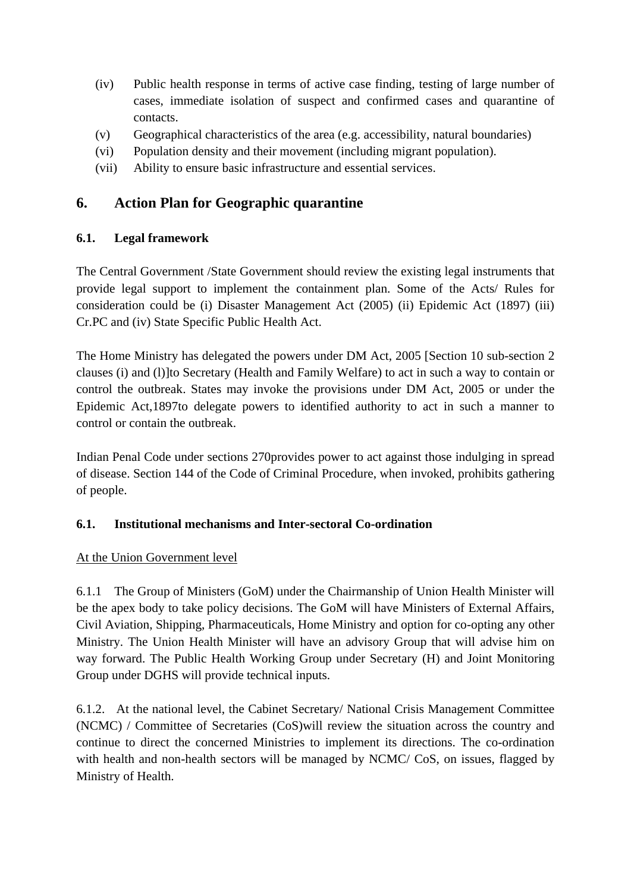(iv) Public health response in terms of active case finding, testing of large number of cases, immediate isolation of suspect and confirmed cases and quarantine of contacts.

(v) Geographical characteristics of the area (e.g. accessibility, natural boundaries)

(vi) Population density and their movement (including migrant population).

(vii) Ability to ensure basic infrastructure and essential services.

## 6. Action Plan for Geographic quarantine

### 6.1. Legal framework

The Central Government /State Government should review the existing legal instruments that provide legal support to implement the containment plan. Some of the Acts/ Rules for consideration could be (i) Disaster Management Act (2005) (ii) Epidemic Act (1897) (iii) Cr.PC and (iv) State Specific Public Health Act.

The Home Ministry has delegated the powers under DM Act, 2005 [Section 10 sub-section 2 clauses (i) and (l)]to Secretary (Health and Family Welfare) to act in such a way to contain or control the outbreak. States may invoke the provisions under DM Act, 2005 or under the Epidemic Act,1897to delegate powers to identified authority to act in such a manner to control or contain the outbreak.

Indian Penal Code under sections 270provides power to act against those indulging in spread of disease. Section 144 of the Code of Criminal Procedure, when invoked, prohibits gathering of people.

### 6.1. Institutional mechanisms and Inter-sectoral Co-ordination

<u>At the Union Government level</u>

6.1.1 The Group of Ministers (GoM) under the Chairmanship of Union Health Minister will be the apex body to take policy decisions. The GoM will have Ministers of External Affairs, Civil Aviation, Shipping, Pharmaceuticals, Home Ministry and option for co-opting any other Ministry. The Union Health Minister will have an advisory Group that will advise him on way forward. The Public Health Working Group under Secretary (H) and Joint Monitoring Group under DGHS will provide technical inputs.

6.1.2. At the national level, the Cabinet Secretary/ National Crisis Management Committee (NCMC) / Committee of Secretaries (CoS)will review the situation across the country and continue to direct the concerned Ministries to implement its directions. The co-ordination with health and non-health sectors will be managed by NCMC/ CoS, on issues, flagged by Ministry of Health.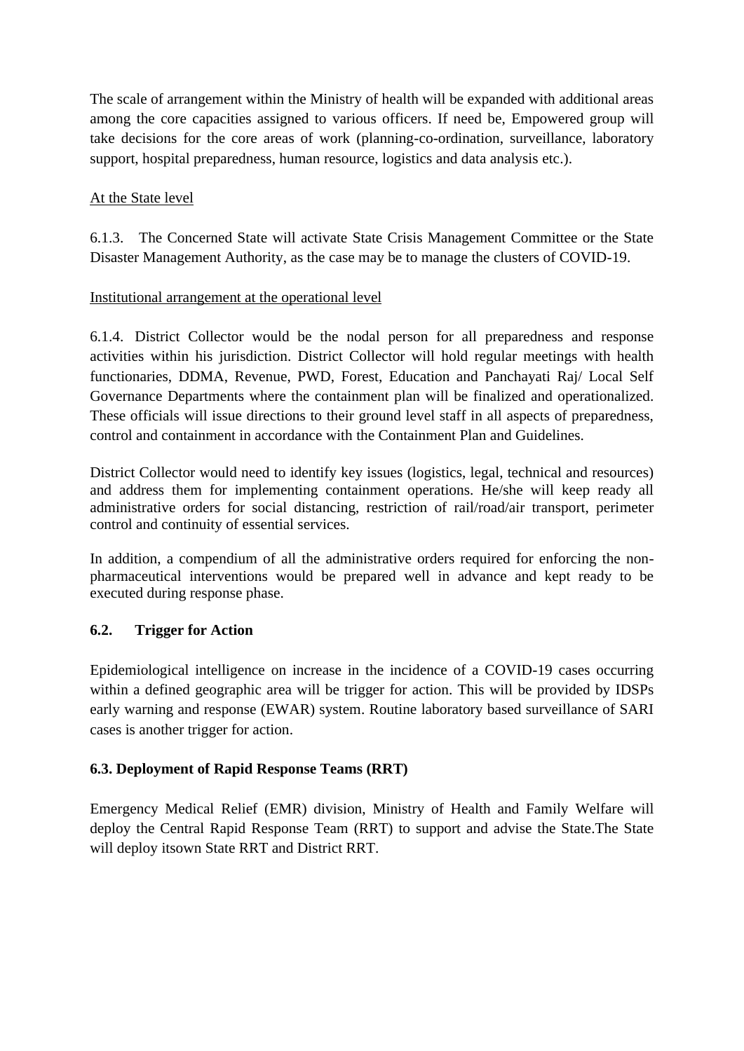The scale of arrangement within the Ministry of health will be expanded with additional areas among the core capacities assigned to various officers. If need be, Empowered group will take decisions for the core areas of work (planning-co-ordination, surveillance, laboratory support, hospital preparedness, human resource, logistics and data analysis etc.).

At the State level

6.1.3. The Concerned State will activate State Crisis Management Committee or the State Disaster Management Authority, as the case may be to manage the clusters of COVID-19.

Institutional arrangement at the operational level

6.1.4. District Collector would be the nodal person for all preparedness and response activities within his jurisdiction. District Collector will hold regular meetings with health functionaries, DDMA, Revenue, PWD, Forest, Education and Panchayati Raj/ Local Self Governance Departments where the containment plan will be finalized and operationalized. These officials will issue directions to their ground level staff in all aspects of preparedness, control and containment in accordance with the Containment Plan and Guidelines.

District Collector would need to identify key issues (logistics, legal, technical and resources) and address them for implementing containment operations. He/she will keep ready all administrative orders for social distancing, restriction of rail/road/air transport, perimeter control and continuity of essential services.

In addition, a compendium of all the administrative orders required for enforcing the non-pharmaceutical interventions would be prepared well in advance and kept ready to be executed during response phase.

### 6.2. Trigger for Action

Epidemiological intelligence on increase in the incidence of a COVID-19 cases occurring within a defined geographic area will be trigger for action. This will be provided by IDSPs early warning and response (EWAR) system. Routine laboratory based surveillance of SARI cases is another trigger for action.

### 6.3. Deployment of Rapid Response Teams (RRT)

Emergency Medical Relief (EMR) division, Ministry of Health and Family Welfare will deploy the Central Rapid Response Team (RRT) to support and advise the State.The State will deploy itsown State RRT and District RRT.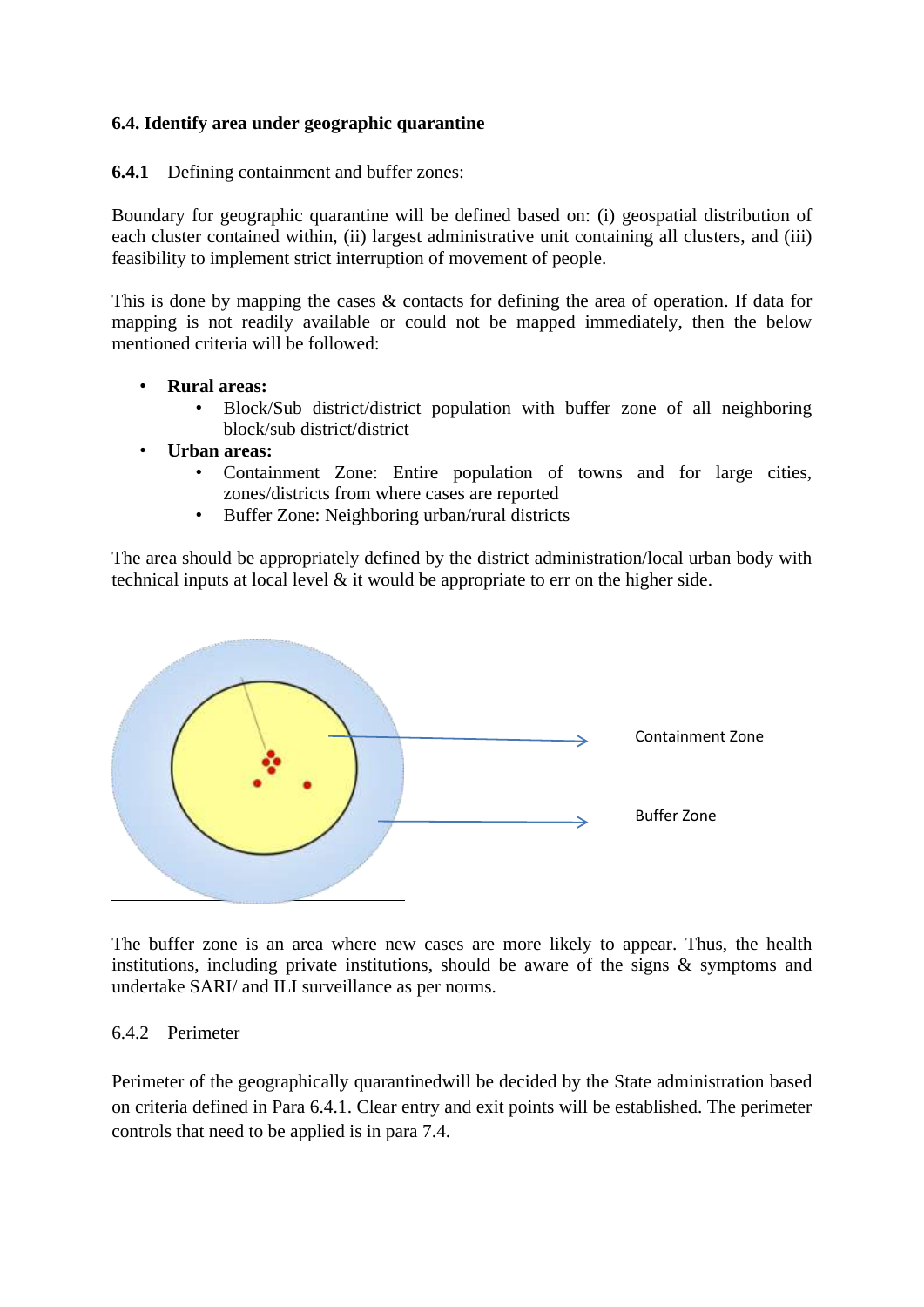### 6.4. Identify area under geographic quarantine

**6.4.1** Defining containment and buffer zones:

Boundary for geographic quarantine will be defined based on: (i) geospatial distribution of each cluster contained within, (ii) largest administrative unit containing all clusters, and (iii) feasibility to implement strict interruption of movement of people.

This is done by mapping the cases & contacts for defining the area of operation. If data for mapping is not readily available or could not be mapped immediately, then the below mentioned criteria will be followed:

- **Rural areas:**
  - Block/Sub district/district population with buffer zone of all neighboring block/sub district/district
- **Urban areas:**
  - Containment Zone: Entire population of towns and for large cities, zones/districts from where cases are reported
  - Buffer Zone: Neighboring urban/rural districts

The area should be appropriately defined by the district administration/local urban body with technical inputs at local level & it would be appropriate to err on the higher side.

Containment Zone

Buffer Zone

The buffer zone is an area where new cases are more likely to appear. Thus, the health institutions, including private institutions, should be aware of the signs & symptoms and undertake SARI/ and ILI surveillance as per norms.

6.4.2 Perimeter

Perimeter of the geographically quarantinedwill be decided by the State administration based on criteria defined in Para 6.4.1. Clear entry and exit points will be established. The perimeter controls that need to be applied is in para 7.4.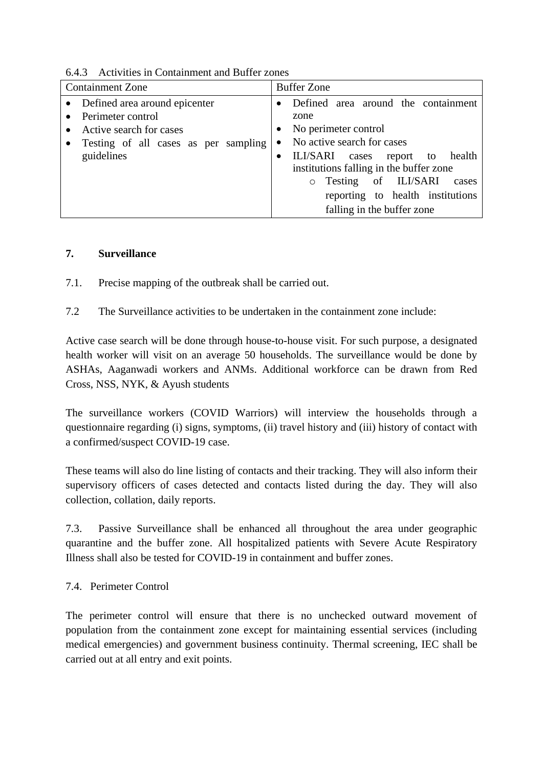6.4.3 Activities in Containment and Buffer zones

| Containment Zone | Buffer Zone |
|---|---|
| • Defined area around epicenter<br>• Perimeter control<br>• Active search for cases<br>• Testing of all cases as per sampling guidelines | • Defined area around the containment zone<br>• No perimeter control<br>• No active search for cases<br>• ILI/SARI cases report to health institutions falling in the buffer zone<br>  ○ Testing of ILI/SARI cases reporting to health institutions falling in the buffer zone |

**7. Surveillance**

7.1. Precise mapping of the outbreak shall be carried out.

7.2 The Surveillance activities to be undertaken in the containment zone include:

Active case search will be done through house-to-house visit. For such purpose, a designated health worker will visit on an average 50 households. The surveillance would be done by ASHAs, Aaganwadi workers and ANMs. Additional workforce can be drawn from Red Cross, NSS, NYK, & Ayush students

The surveillance workers (COVID Warriors) will interview the households through a questionnaire regarding (i) signs, symptoms, (ii) travel history and (iii) history of contact with a confirmed/suspect COVID-19 case.

These teams will also do line listing of contacts and their tracking. They will also inform their supervisory officers of cases detected and contacts listed during the day. They will also collection, collation, daily reports.

7.3. Passive Surveillance shall be enhanced all throughout the area under geographic quarantine and the buffer zone. All hospitalized patients with Severe Acute Respiratory Illness shall also be tested for COVID-19 in containment and buffer zones.

7.4. Perimeter Control

The perimeter control will ensure that there is no unchecked outward movement of population from the containment zone except for maintaining essential services (including medical emergencies) and government business continuity. Thermal screening, IEC shall be carried out at all entry and exit points.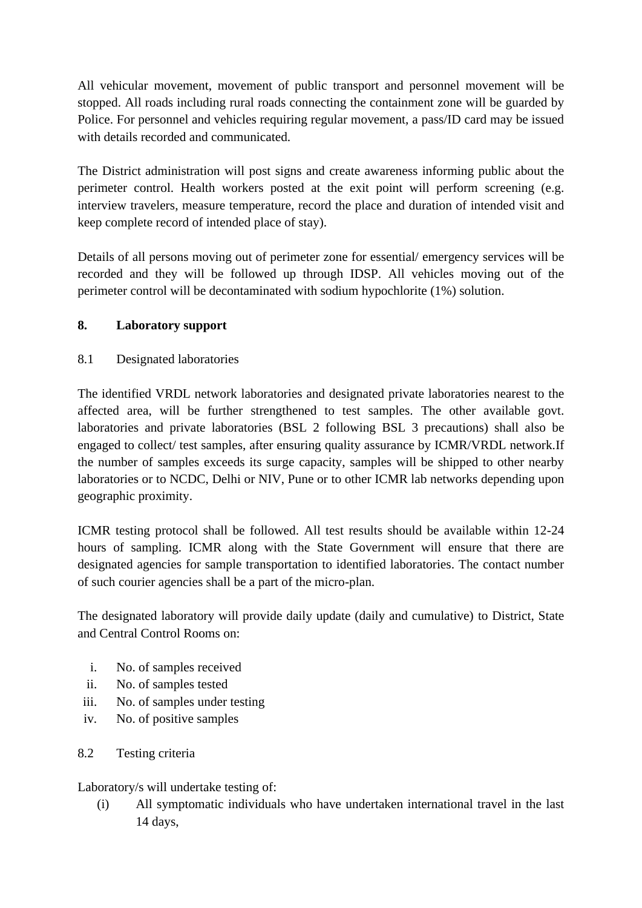All vehicular movement, movement of public transport and personnel movement will be stopped. All roads including rural roads connecting the containment zone will be guarded by Police. For personnel and vehicles requiring regular movement, a pass/ID card may be issued with details recorded and communicated.

The District administration will post signs and create awareness informing public about the perimeter control. Health workers posted at the exit point will perform screening (e.g. interview travelers, measure temperature, record the place and duration of intended visit and keep complete record of intended place of stay).

Details of all persons moving out of perimeter zone for essential/ emergency services will be recorded and they will be followed up through IDSP. All vehicles moving out of the perimeter control will be decontaminated with sodium hypochlorite (1%) solution.

## 8. Laboratory support

### 8.1 Designated laboratories

The identified VRDL network laboratories and designated private laboratories nearest to the affected area, will be further strengthened to test samples. The other available govt. laboratories and private laboratories (BSL 2 following BSL 3 precautions) shall also be engaged to collect/ test samples, after ensuring quality assurance by ICMR/VRDL network.If the number of samples exceeds its surge capacity, samples will be shipped to other nearby laboratories or to NCDC, Delhi or NIV, Pune or to other ICMR lab networks depending upon geographic proximity.

ICMR testing protocol shall be followed. All test results should be available within 12-24 hours of sampling. ICMR along with the State Government will ensure that there are designated agencies for sample transportation to identified laboratories. The contact number of such courier agencies shall be a part of the micro-plan.

The designated laboratory will provide daily update (daily and cumulative) to District, State and Central Control Rooms on:

i. No. of samples received
ii. No. of samples tested
iii. No. of samples under testing
iv. No. of positive samples

### 8.2 Testing criteria

Laboratory/s will undertake testing of:

(i) All symptomatic individuals who have undertaken international travel in the last 14 days,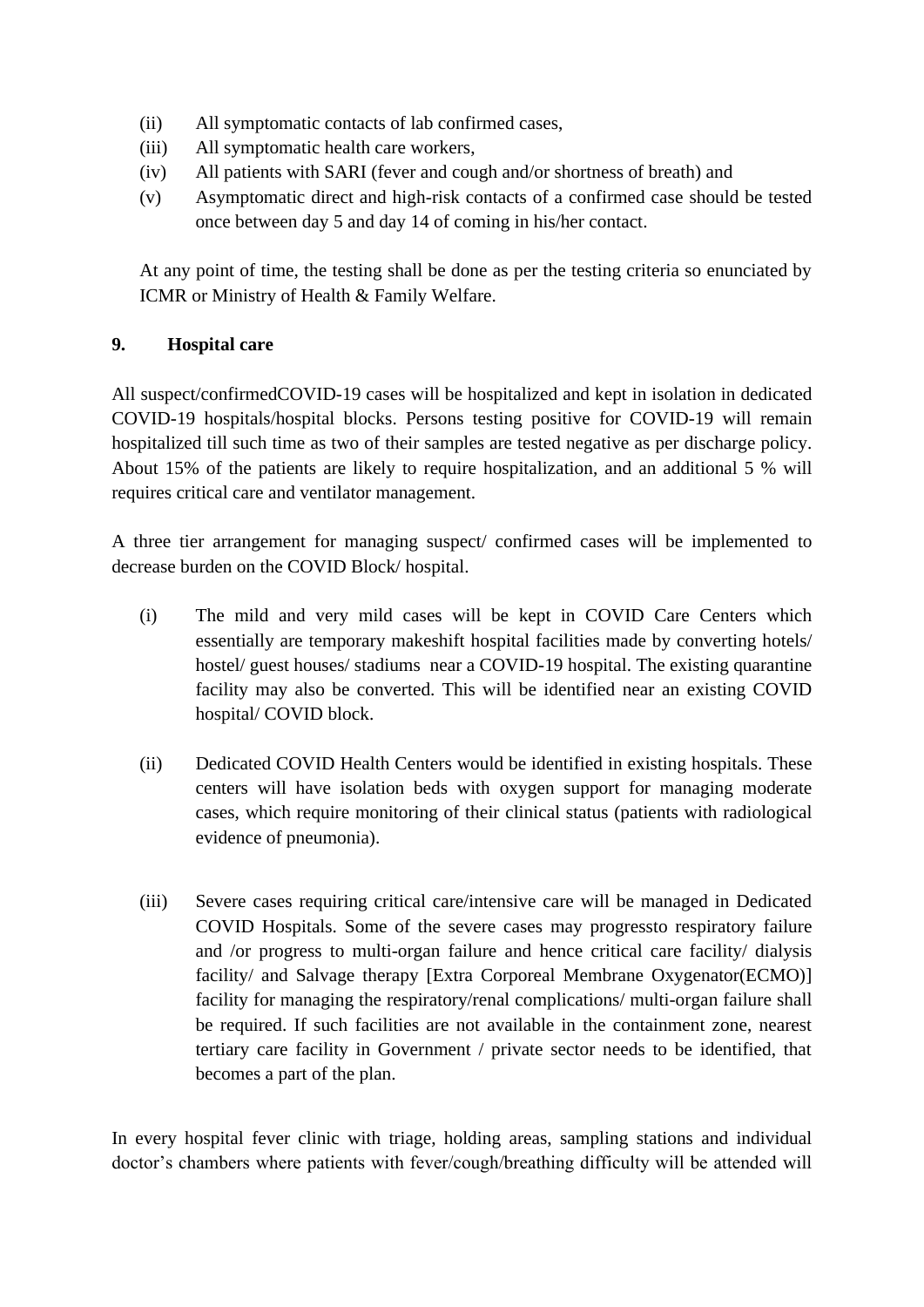(ii) All symptomatic contacts of lab confirmed cases,
(iii) All symptomatic health care workers,
(iv) All patients with SARI (fever and cough and/or shortness of breath) and
(v) Asymptomatic direct and high-risk contacts of a confirmed case should be tested once between day 5 and day 14 of coming in his/her contact.

At any point of time, the testing shall be done as per the testing criteria so enunciated by ICMR or Ministry of Health & Family Welfare.

## 9. Hospital care

All suspect/confirmedCOVID-19 cases will be hospitalized and kept in isolation in dedicated COVID-19 hospitals/hospital blocks. Persons testing positive for COVID-19 will remain hospitalized till such time as two of their samples are tested negative as per discharge policy. About 15% of the patients are likely to require hospitalization, and an additional 5 % will requires critical care and ventilator management.

A three tier arrangement for managing suspect/ confirmed cases will be implemented to decrease burden on the COVID Block/ hospital.

(i) The mild and very mild cases will be kept in COVID Care Centers which essentially are temporary makeshift hospital facilities made by converting hotels/ hostel/ guest houses/ stadiums near a COVID-19 hospital. The existing quarantine facility may also be converted. This will be identified near an existing COVID hospital/ COVID block.

(ii) Dedicated COVID Health Centers would be identified in existing hospitals. These centers will have isolation beds with oxygen support for managing moderate cases, which require monitoring of their clinical status (patients with radiological evidence of pneumonia).

(iii) Severe cases requiring critical care/intensive care will be managed in Dedicated COVID Hospitals. Some of the severe cases may progressto respiratory failure and /or progress to multi-organ failure and hence critical care facility/ dialysis facility/ and Salvage therapy [Extra Corporeal Membrane Oxygenator(ECMO)] facility for managing the respiratory/renal complications/ multi-organ failure shall be required. If such facilities are not available in the containment zone, nearest tertiary care facility in Government / private sector needs to be identified, that becomes a part of the plan.

In every hospital fever clinic with triage, holding areas, sampling stations and individual doctor's chambers where patients with fever/cough/breathing difficulty will be attended will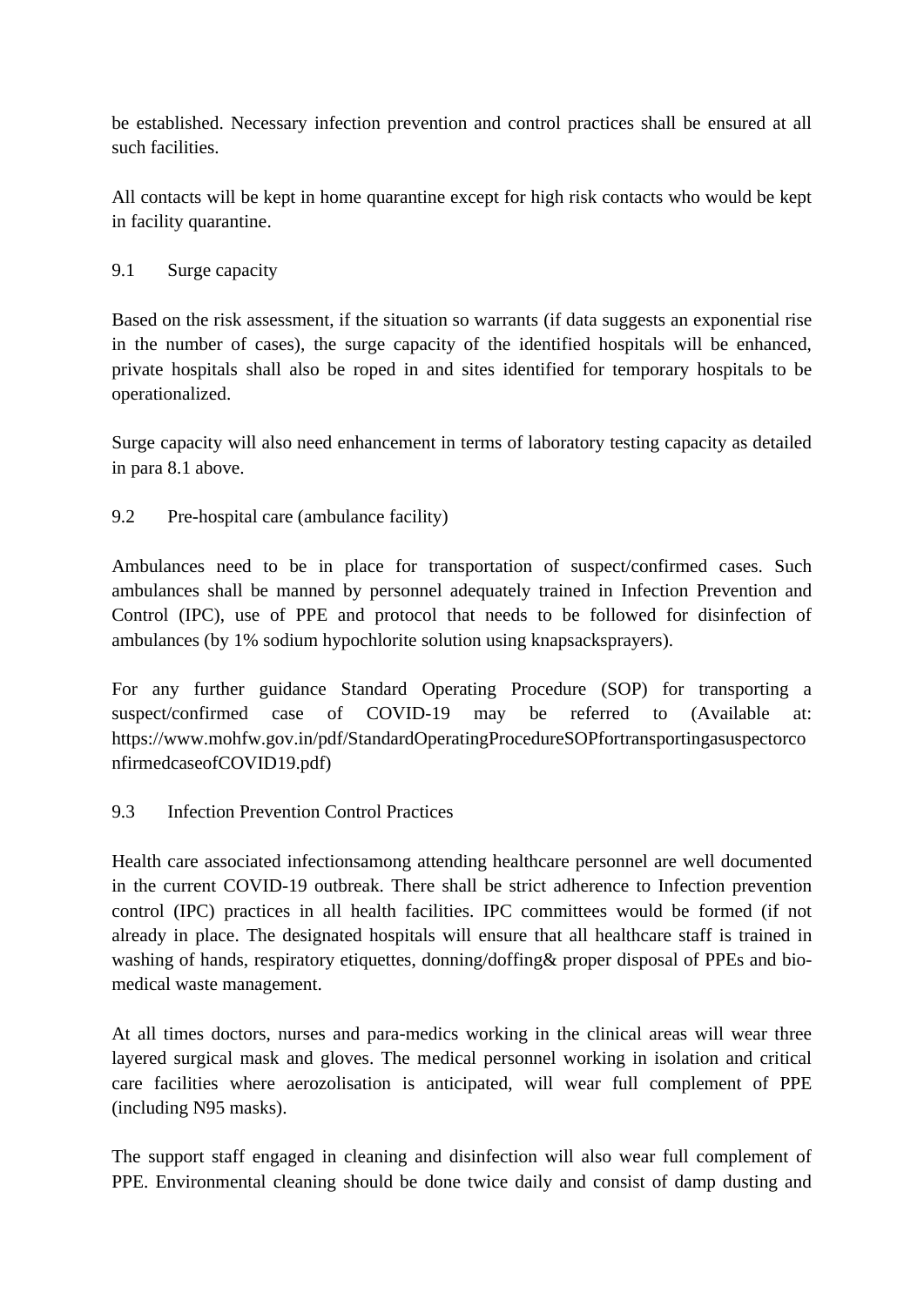be established. Necessary infection prevention and control practices shall be ensured at all such facilities.

All contacts will be kept in home quarantine except for high risk contacts who would be kept in facility quarantine.

### 9.1 Surge capacity

Based on the risk assessment, if the situation so warrants (if data suggests an exponential rise in the number of cases), the surge capacity of the identified hospitals will be enhanced, private hospitals shall also be roped in and sites identified for temporary hospitals to be operationalized.

Surge capacity will also need enhancement in terms of laboratory testing capacity as detailed in para 8.1 above.

### 9.2 Pre-hospital care (ambulance facility)

Ambulances need to be in place for transportation of suspect/confirmed cases. Such ambulances shall be manned by personnel adequately trained in Infection Prevention and Control (IPC), use of PPE and protocol that needs to be followed for disinfection of ambulances (by 1% sodium hypochlorite solution using knapsacksprayers).

For any further guidance Standard Operating Procedure (SOP) for transporting a suspect/confirmed case of COVID-19 may be referred to (Available at: https://www.mohfw.gov.in/pdf/StandardOperatingProcedureSOPfortransportingasuspectorconfirmedcaseofCOVID19.pdf)

### 9.3 Infection Prevention Control Practices

Health care associated infectionsamong attending healthcare personnel are well documented in the current COVID-19 outbreak. There shall be strict adherence to Infection prevention control (IPC) practices in all health facilities. IPC committees would be formed (if not already in place. The designated hospitals will ensure that all healthcare staff is trained in washing of hands, respiratory etiquettes, donning/doffing& proper disposal of PPEs and bio-medical waste management.

At all times doctors, nurses and para-medics working in the clinical areas will wear three layered surgical mask and gloves. The medical personnel working in isolation and critical care facilities where aerozolisation is anticipated, will wear full complement of PPE (including N95 masks).

The support staff engaged in cleaning and disinfection will also wear full complement of PPE. Environmental cleaning should be done twice daily and consist of damp dusting and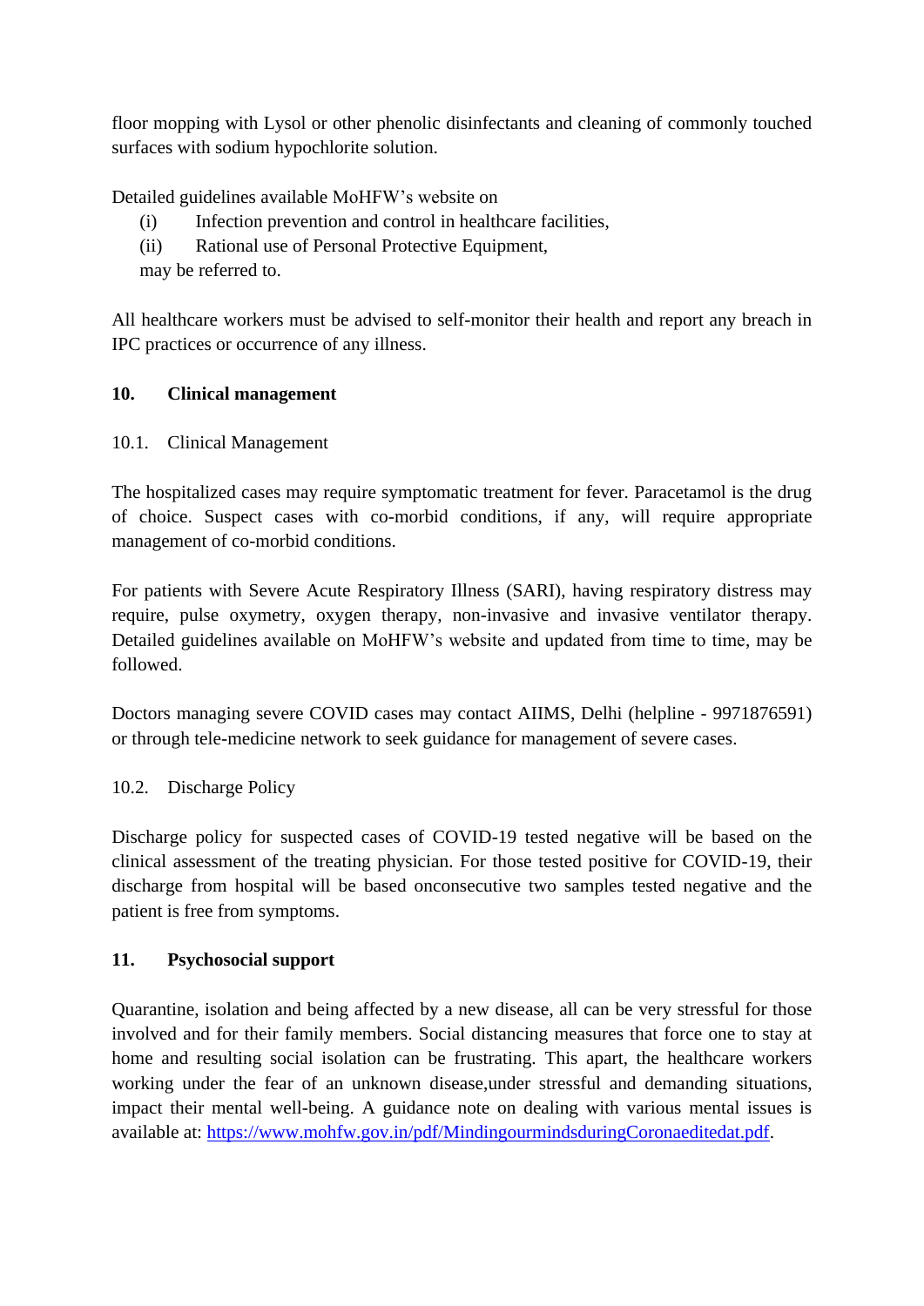floor mopping with Lysol or other phenolic disinfectants and cleaning of commonly touched surfaces with sodium hypochlorite solution.

Detailed guidelines available MoHFW's website on

(i) Infection prevention and control in healthcare facilities,

(ii) Rational use of Personal Protective Equipment,

may be referred to.

All healthcare workers must be advised to self-monitor their health and report any breach in IPC practices or occurrence of any illness.

## 10. Clinical management

### 10.1. Clinical Management

The hospitalized cases may require symptomatic treatment for fever. Paracetamol is the drug of choice. Suspect cases with co-morbid conditions, if any, will require appropriate management of co-morbid conditions.

For patients with Severe Acute Respiratory Illness (SARI), having respiratory distress may require, pulse oxymetry, oxygen therapy, non-invasive and invasive ventilator therapy. Detailed guidelines available on MoHFW's website and updated from time to time, may be followed.

Doctors managing severe COVID cases may contact AIIMS, Delhi (helpline - 9971876591) or through tele-medicine network to seek guidance for management of severe cases.

### 10.2. Discharge Policy

Discharge policy for suspected cases of COVID-19 tested negative will be based on the clinical assessment of the treating physician. For those tested positive for COVID-19, their discharge from hospital will be based onconsecutive two samples tested negative and the patient is free from symptoms.

## 11. Psychosocial support

Quarantine, isolation and being affected by a new disease, all can be very stressful for those involved and for their family members. Social distancing measures that force one to stay at home and resulting social isolation can be frustrating. This apart, the healthcare workers working under the fear of an unknown disease,under stressful and demanding situations, impact their mental well-being. A guidance note on dealing with various mental issues is available at: [https://www.mohfw.gov.in/pdf/MindingourmindsduringCoronaeditedat.pdf](https://www.mohfw.gov.in/pdf/MindingourmindsduringCoronaeditedat.pdf).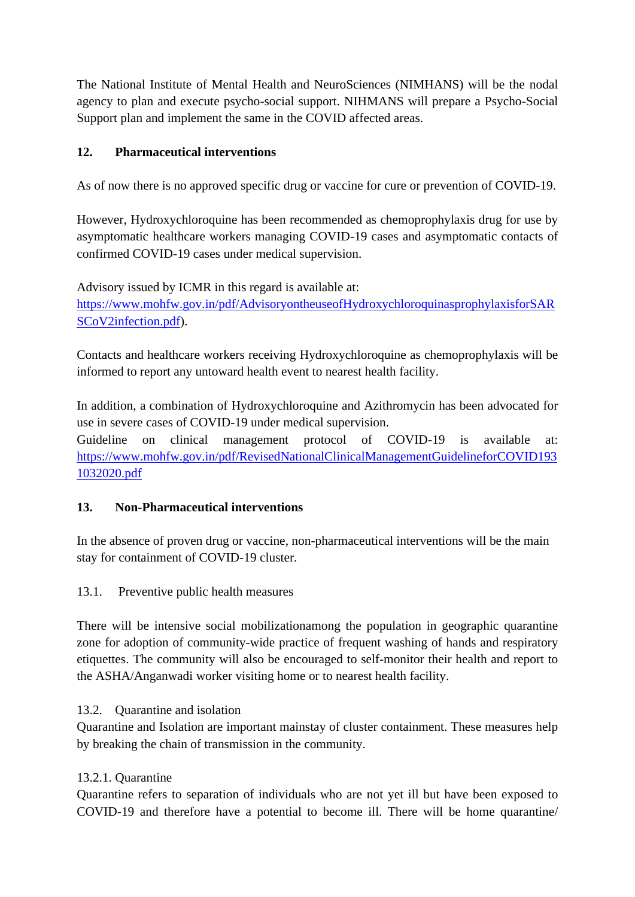The National Institute of Mental Health and NeuroSciences (NIMHANS) will be the nodal agency to plan and execute psycho-social support. NIHMANS will prepare a Psycho-Social Support plan and implement the same in the COVID affected areas.

## 12. Pharmaceutical interventions

As of now there is no approved specific drug or vaccine for cure or prevention of COVID-19.

However, Hydroxychloroquine has been recommended as chemoprophylaxis drug for use by asymptomatic healthcare workers managing COVID-19 cases and asymptomatic contacts of confirmed COVID-19 cases under medical supervision.

Advisory issued by ICMR in this regard is available at: [https://www.mohfw.gov.in/pdf/AdvisoryontheuseofHydroxychloroquinasprophylaxisforSARSCoV2infection.pdf](https://www.mohfw.gov.in/pdf/AdvisoryontheuseofHydroxychloroquinasprophylaxisforSARSCoV2infection.pdf)).

Contacts and healthcare workers receiving Hydroxychloroquine as chemoprophylaxis will be informed to report any untoward health event to nearest health facility.

In addition, a combination of Hydroxychloroquine and Azithromycin has been advocated for use in severe cases of COVID-19 under medical supervision.
Guideline on clinical management protocol of COVID-19 is available at: [https://www.mohfw.gov.in/pdf/RevisedNationalClinicalManagementGuidelineforCOVID1931032020.pdf](https://www.mohfw.gov.in/pdf/RevisedNationalClinicalManagementGuidelineforCOVID1931032020.pdf)

## 13. Non-Pharmaceutical interventions

In the absence of proven drug or vaccine, non-pharmaceutical interventions will be the main stay for containment of COVID-19 cluster.

### 13.1. Preventive public health measures

There will be intensive social mobilizationamong the population in geographic quarantine zone for adoption of community-wide practice of frequent washing of hands and respiratory etiquettes. The community will also be encouraged to self-monitor their health and report to the ASHA/Anganwadi worker visiting home or to nearest health facility.

### 13.2. Quarantine and isolation

Quarantine and Isolation are important mainstay of cluster containment. These measures help by breaking the chain of transmission in the community.

#### 13.2.1. Quarantine

Quarantine refers to separation of individuals who are not yet ill but have been exposed to COVID-19 and therefore have a potential to become ill. There will be home quarantine/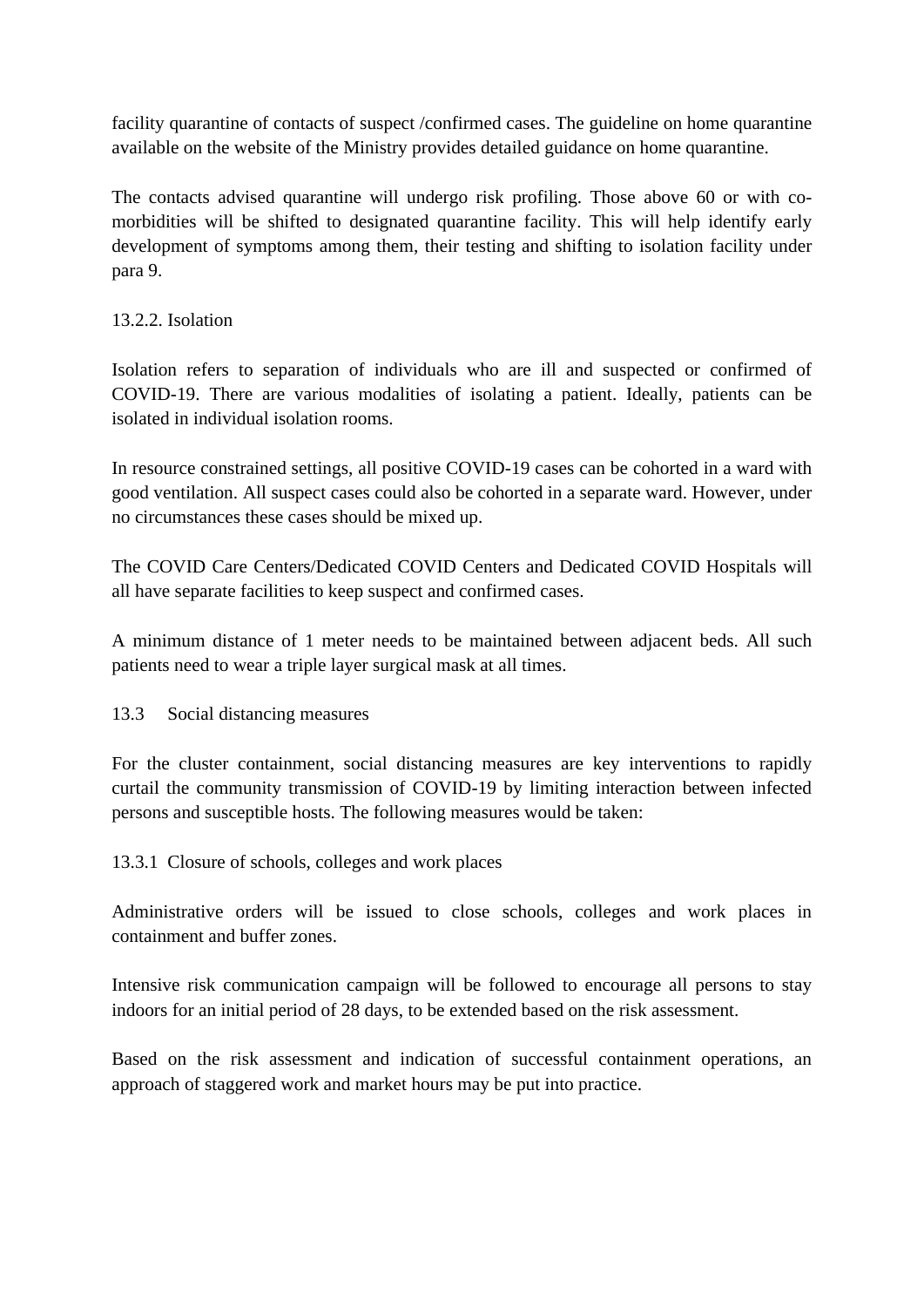facility quarantine of contacts of suspect /confirmed cases. The guideline on home quarantine available on the website of the Ministry provides detailed guidance on home quarantine.

The contacts advised quarantine will undergo risk profiling. Those above 60 or with co-morbidities will be shifted to designated quarantine facility. This will help identify early development of symptoms among them, their testing and shifting to isolation facility under para 9.

#### 13.2.2. Isolation

Isolation refers to separation of individuals who are ill and suspected or confirmed of COVID-19. There are various modalities of isolating a patient. Ideally, patients can be isolated in individual isolation rooms.

In resource constrained settings, all positive COVID-19 cases can be cohorted in a ward with good ventilation. All suspect cases could also be cohorted in a separate ward. However, under no circumstances these cases should be mixed up.

The COVID Care Centers/Dedicated COVID Centers and Dedicated COVID Hospitals will all have separate facilities to keep suspect and confirmed cases.

A minimum distance of 1 meter needs to be maintained between adjacent beds. All such patients need to wear a triple layer surgical mask at all times.

### 13.3 Social distancing measures

For the cluster containment, social distancing measures are key interventions to rapidly curtail the community transmission of COVID-19 by limiting interaction between infected persons and susceptible hosts. The following measures would be taken:

#### 13.3.1 Closure of schools, colleges and work places

Administrative orders will be issued to close schools, colleges and work places in containment and buffer zones.

Intensive risk communication campaign will be followed to encourage all persons to stay indoors for an initial period of 28 days, to be extended based on the risk assessment.

Based on the risk assessment and indication of successful containment operations, an approach of staggered work and market hours may be put into practice.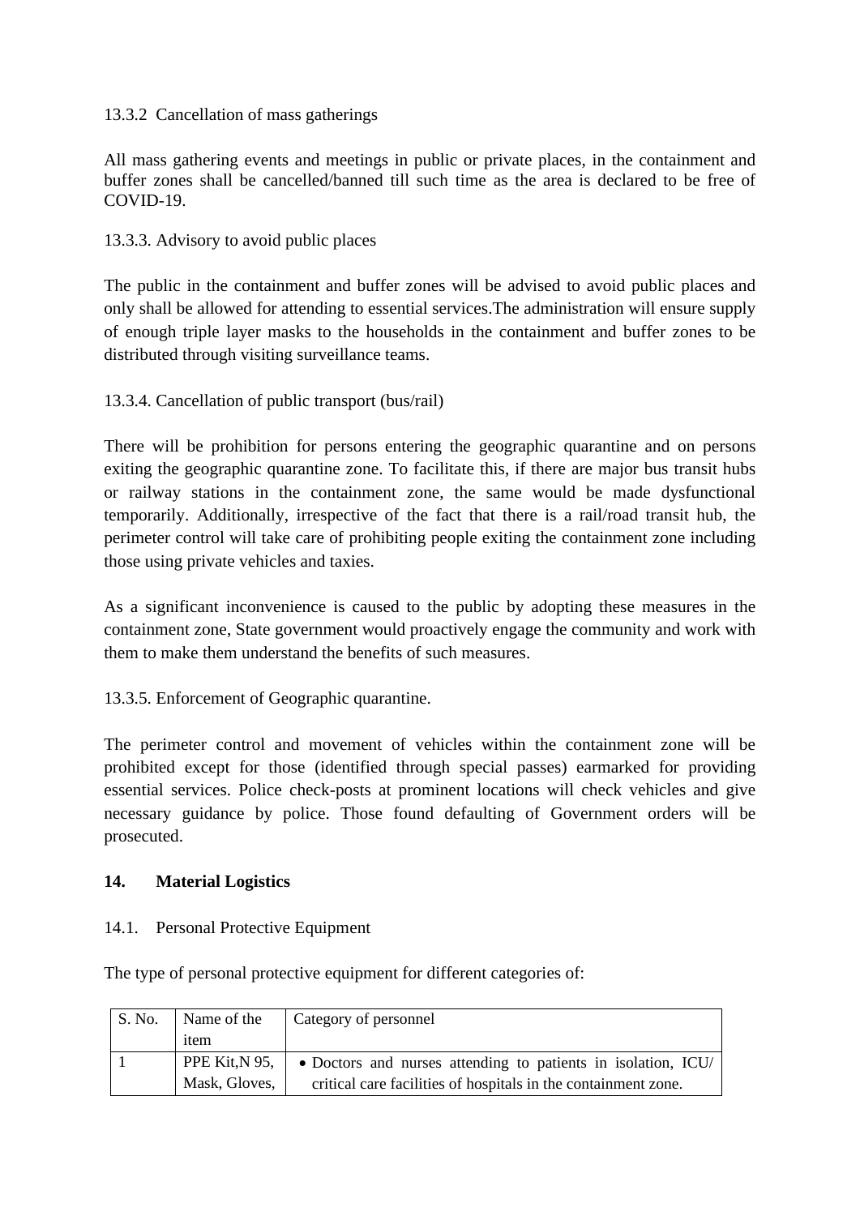13.3.2 Cancellation of mass gatherings

All mass gathering events and meetings in public or private places, in the containment and buffer zones shall be cancelled/banned till such time as the area is declared to be free of COVID-19.

13.3.3. Advisory to avoid public places

The public in the containment and buffer zones will be advised to avoid public places and only shall be allowed for attending to essential services.The administration will ensure supply of enough triple layer masks to the households in the containment and buffer zones to be distributed through visiting surveillance teams.

13.3.4. Cancellation of public transport (bus/rail)

There will be prohibition for persons entering the geographic quarantine and on persons exiting the geographic quarantine zone. To facilitate this, if there are major bus transit hubs or railway stations in the containment zone, the same would be made dysfunctional temporarily. Additionally, irrespective of the fact that there is a rail/road transit hub, the perimeter control will take care of prohibiting people exiting the containment zone including those using private vehicles and taxies.

As a significant inconvenience is caused to the public by adopting these measures in the containment zone, State government would proactively engage the community and work with them to make them understand the benefits of such measures.

13.3.5. Enforcement of Geographic quarantine.

The perimeter control and movement of vehicles within the containment zone will be prohibited except for those (identified through special passes) earmarked for providing essential services. Police check-posts at prominent locations will check vehicles and give necessary guidance by police. Those found defaulting of Government orders will be prosecuted.

## 14. Material Logistics

14.1. Personal Protective Equipment

The type of personal protective equipment for different categories of:

| S. No. | Name of the item | Category of personnel |
|---|---|---|
| 1 | PPE Kit,N 95, Mask, Gloves, | • Doctors and nurses attending to patients in isolation, ICU/ critical care facilities of hospitals in the containment zone. |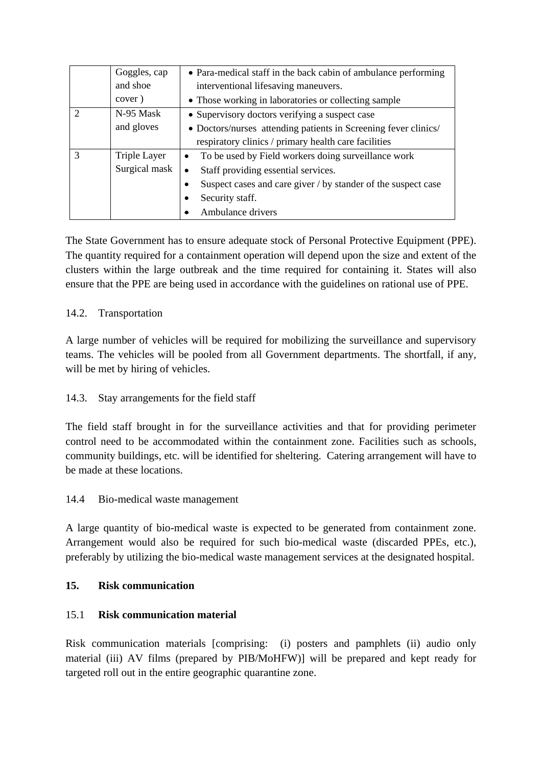|   | Goggles, cap and shoe cover ) | • Para-medical staff in the back cabin of ambulance performing interventional lifesaving maneuvers.<br>• Those working in laboratories or collecting sample |
|---|---|---|
| 2 | N-95 Mask and gloves | • Supervisory doctors verifying a suspect case<br>• Doctors/nurses attending patients in Screening fever clinics/ respiratory clinics / primary health care facilities |
| 3 | Triple Layer Surgical mask | • To be used by Field workers doing surveillance work<br>• Staff providing essential services.<br>• Suspect cases and care giver / by stander of the suspect case<br>• Security staff.<br>• Ambulance drivers |

The State Government has to ensure adequate stock of Personal Protective Equipment (PPE). The quantity required for a containment operation will depend upon the size and extent of the clusters within the large outbreak and the time required for containing it. States will also ensure that the PPE are being used in accordance with the guidelines on rational use of PPE.

14.2. Transportation

A large number of vehicles will be required for mobilizing the surveillance and supervisory teams. The vehicles will be pooled from all Government departments. The shortfall, if any, will be met by hiring of vehicles.

14.3. Stay arrangements for the field staff

The field staff brought in for the surveillance activities and that for providing perimeter control need to be accommodated within the containment zone. Facilities such as schools, community buildings, etc. will be identified for sheltering. Catering arrangement will have to be made at these locations.

14.4 Bio-medical waste management

A large quantity of bio-medical waste is expected to be generated from containment zone. Arrangement would also be required for such bio-medical waste (discarded PPEs, etc.), preferably by utilizing the bio-medical waste management services at the designated hospital.

## 15. Risk communication

### 15.1 **Risk communication material**

Risk communication materials [comprising: (i) posters and pamphlets (ii) audio only material (iii) AV films (prepared by PIB/MoHFW)] will be prepared and kept ready for targeted roll out in the entire geographic quarantine zone.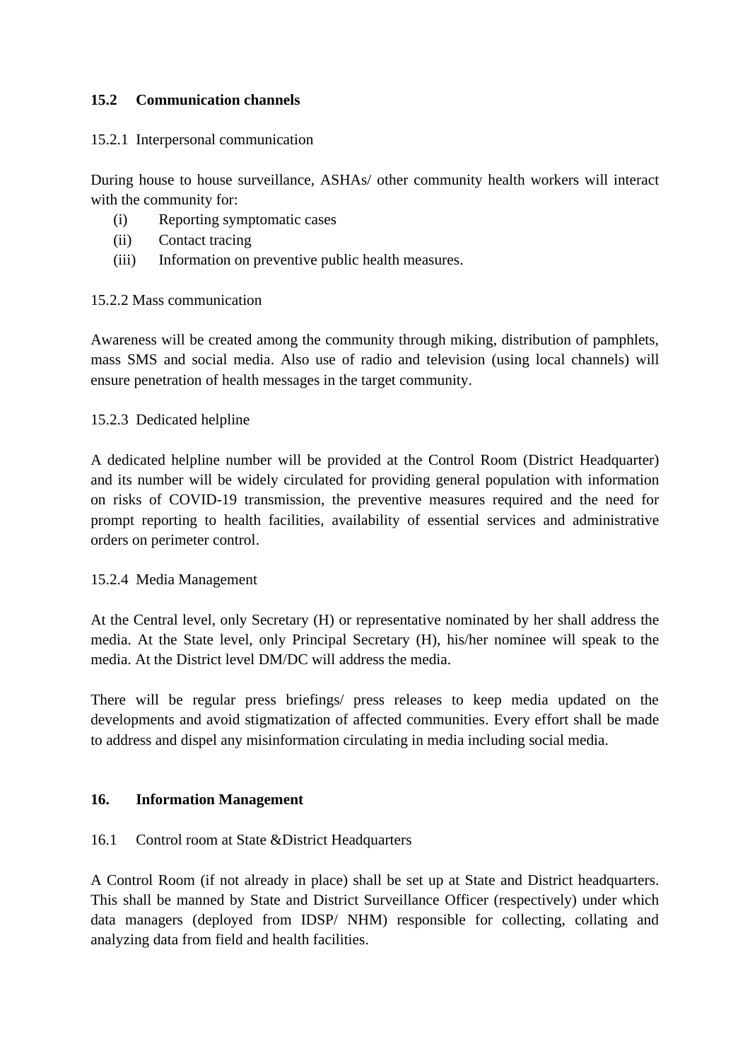## 15.2 Communication channels

### 15.2.1 Interpersonal communication

During house to house surveillance, ASHAs/ other community health workers will interact with the community for:

- (i) Reporting symptomatic cases
- (ii) Contact tracing
- (iii) Information on preventive public health measures.

### 15.2.2 Mass communication

Awareness will be created among the community through miking, distribution of pamphlets, mass SMS and social media. Also use of radio and television (using local channels) will ensure penetration of health messages in the target community.

### 15.2.3 Dedicated helpline

A dedicated helpline number will be provided at the Control Room (District Headquarter) and its number will be widely circulated for providing general population with information on risks of COVID-19 transmission, the preventive measures required and the need for prompt reporting to health facilities, availability of essential services and administrative orders on perimeter control.

### 15.2.4 Media Management

At the Central level, only Secretary (H) or representative nominated by her shall address the media. At the State level, only Principal Secretary (H), his/her nominee will speak to the media. At the District level DM/DC will address the media.

There will be regular press briefings/ press releases to keep media updated on the developments and avoid stigmatization of affected communities. Every effort shall be made to address and dispel any misinformation circulating in media including social media.

## 16. Information Management

### 16.1 Control room at State &District Headquarters

A Control Room (if not already in place) shall be set up at State and District headquarters. This shall be manned by State and District Surveillance Officer (respectively) under which data managers (deployed from IDSP/ NHM) responsible for collecting, collating and analyzing data from field and health facilities.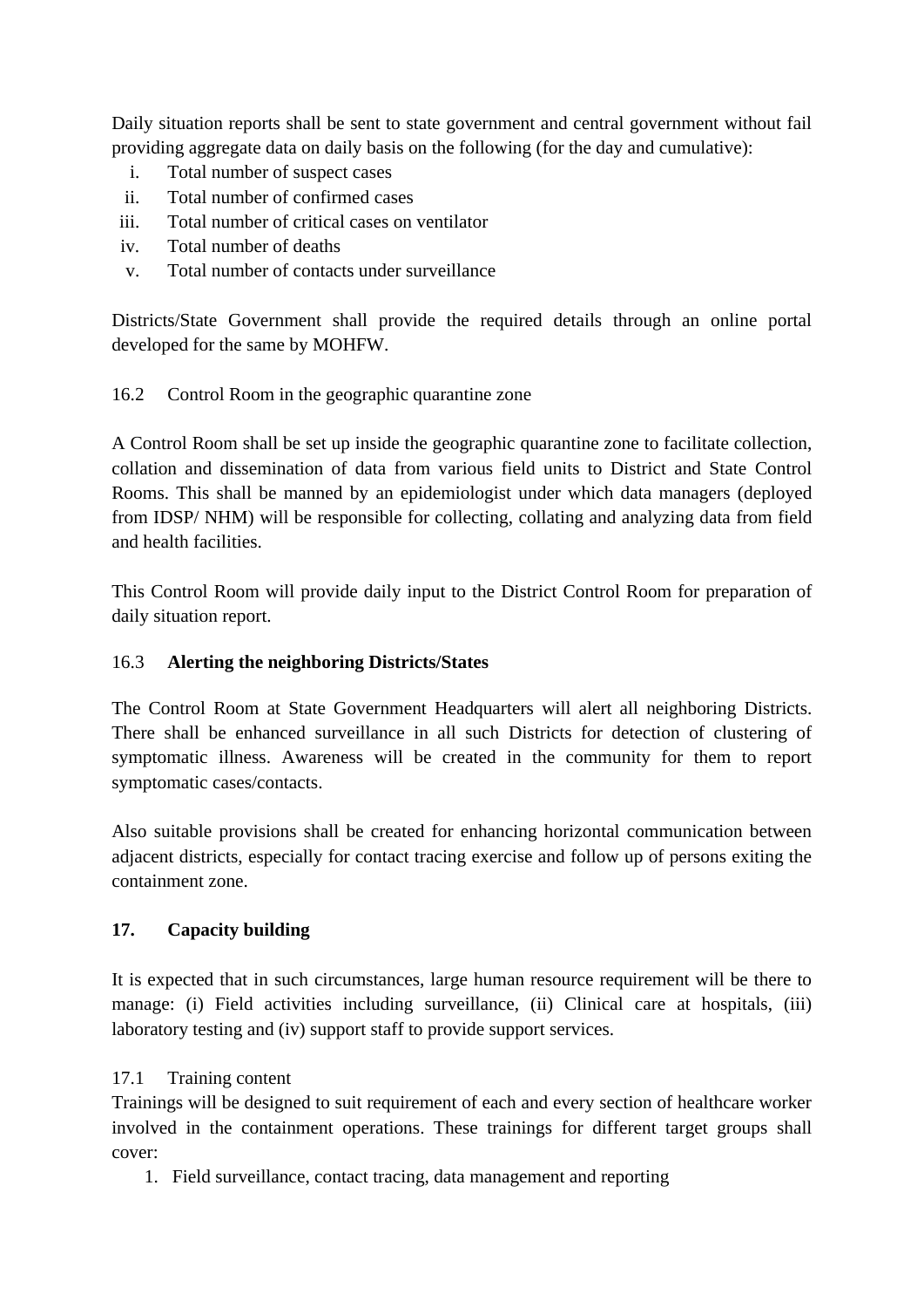Daily situation reports shall be sent to state government and central government without fail providing aggregate data on daily basis on the following (for the day and cumulative):

i. Total number of suspect cases
ii. Total number of confirmed cases
iii. Total number of critical cases on ventilator
iv. Total number of deaths
v. Total number of contacts under surveillance

Districts/State Government shall provide the required details through an online portal developed for the same by MOHFW.

16.2 Control Room in the geographic quarantine zone

A Control Room shall be set up inside the geographic quarantine zone to facilitate collection, collation and dissemination of data from various field units to District and State Control Rooms. This shall be manned by an epidemiologist under which data managers (deployed from IDSP/ NHM) will be responsible for collecting, collating and analyzing data from field and health facilities.

This Control Room will provide daily input to the District Control Room for preparation of daily situation report.

16.3 **Alerting the neighboring Districts/States**

The Control Room at State Government Headquarters will alert all neighboring Districts. There shall be enhanced surveillance in all such Districts for detection of clustering of symptomatic illness. Awareness will be created in the community for them to report symptomatic cases/contacts.

Also suitable provisions shall be created for enhancing horizontal communication between adjacent districts, especially for contact tracing exercise and follow up of persons exiting the containment zone.

## 17. Capacity building

It is expected that in such circumstances, large human resource requirement will be there to manage: (i) Field activities including surveillance, (ii) Clinical care at hospitals, (iii) laboratory testing and (iv) support staff to provide support services.

17.1 Training content

Trainings will be designed to suit requirement of each and every section of healthcare worker involved in the containment operations. These trainings for different target groups shall cover:

1. Field surveillance, contact tracing, data management and reporting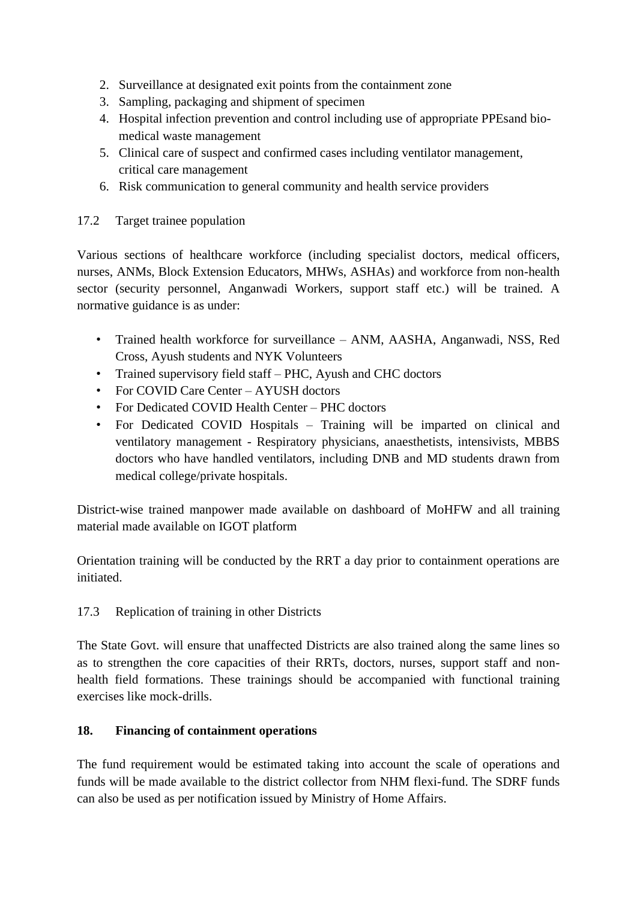2. Surveillance at designated exit points from the containment zone
3. Sampling, packaging and shipment of specimen
4. Hospital infection prevention and control including use of appropriate PPEsand bio-medical waste management
5. Clinical care of suspect and confirmed cases including ventilator management, critical care management
6. Risk communication to general community and health service providers

17.2 Target trainee population

Various sections of healthcare workforce (including specialist doctors, medical officers, nurses, ANMs, Block Extension Educators, MHWs, ASHAs) and workforce from non-health sector (security personnel, Anganwadi Workers, support staff etc.) will be trained. A normative guidance is as under:

- Trained health workforce for surveillance – ANM, AASHA, Anganwadi, NSS, Red Cross, Ayush students and NYK Volunteers
- Trained supervisory field staff – PHC, Ayush and CHC doctors
- For COVID Care Center – AYUSH doctors
- For Dedicated COVID Health Center – PHC doctors
- For Dedicated COVID Hospitals – Training will be imparted on clinical and ventilatory management - Respiratory physicians, anaesthetists, intensivists, MBBS doctors who have handled ventilators, including DNB and MD students drawn from medical college/private hospitals.

District-wise trained manpower made available on dashboard of MoHFW and all training material made available on IGOT platform

Orientation training will be conducted by the RRT a day prior to containment operations are initiated.

17.3 Replication of training in other Districts

The State Govt. will ensure that unaffected Districts are also trained along the same lines so as to strengthen the core capacities of their RRTs, doctors, nurses, support staff and non-health field formations. These trainings should be accompanied with functional training exercises like mock-drills.

**18. Financing of containment operations**

The fund requirement would be estimated taking into account the scale of operations and funds will be made available to the district collector from NHM flexi-fund. The SDRF funds can also be used as per notification issued by Ministry of Home Affairs.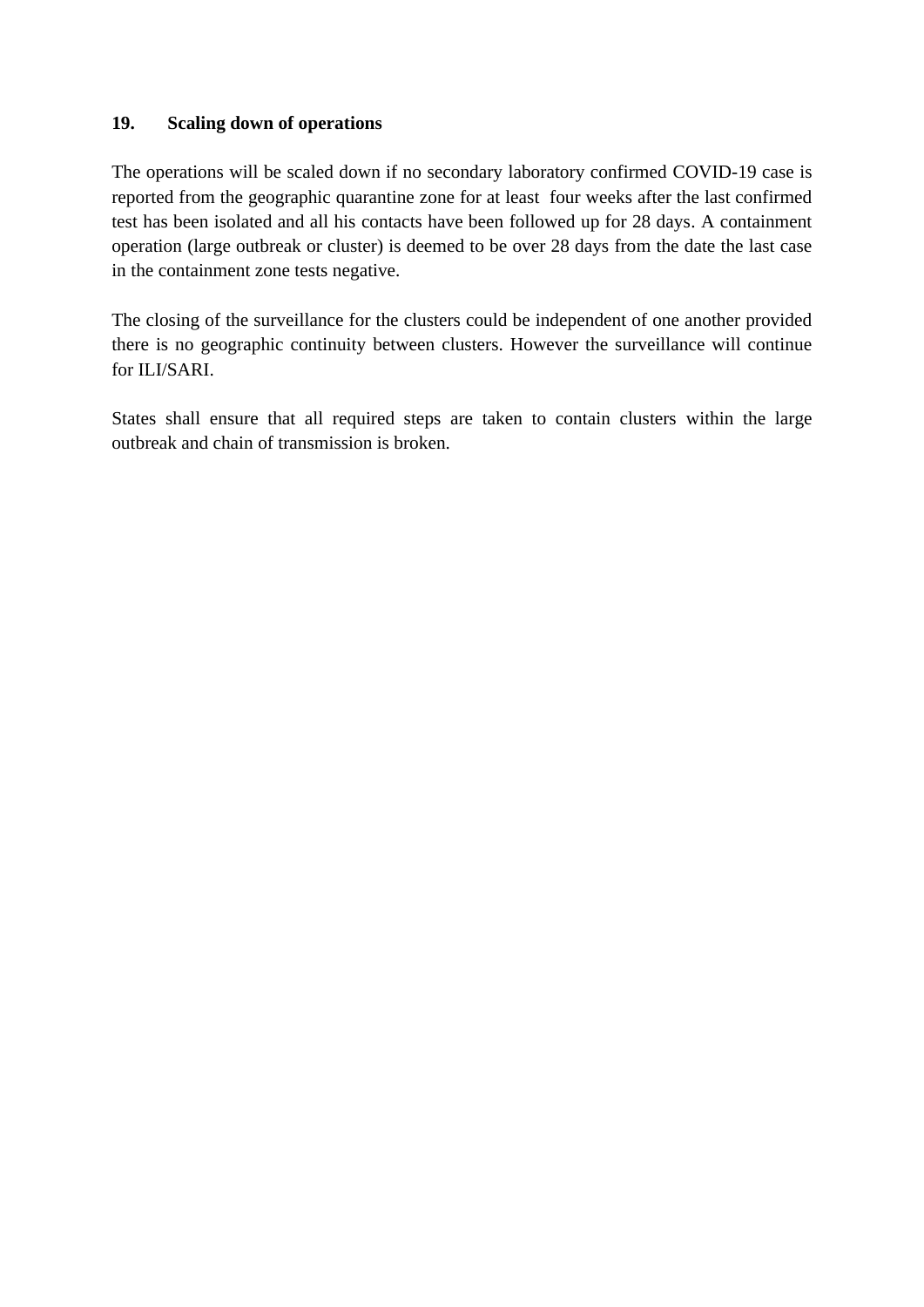## 19. Scaling down of operations

The operations will be scaled down if no secondary laboratory confirmed COVID-19 case is reported from the geographic quarantine zone for at least four weeks after the last confirmed test has been isolated and all his contacts have been followed up for 28 days. A containment operation (large outbreak or cluster) is deemed to be over 28 days from the date the last case in the containment zone tests negative.

The closing of the surveillance for the clusters could be independent of one another provided there is no geographic continuity between clusters. However the surveillance will continue for ILI/SARI.

States shall ensure that all required steps are taken to contain clusters within the large outbreak and chain of transmission is broken.